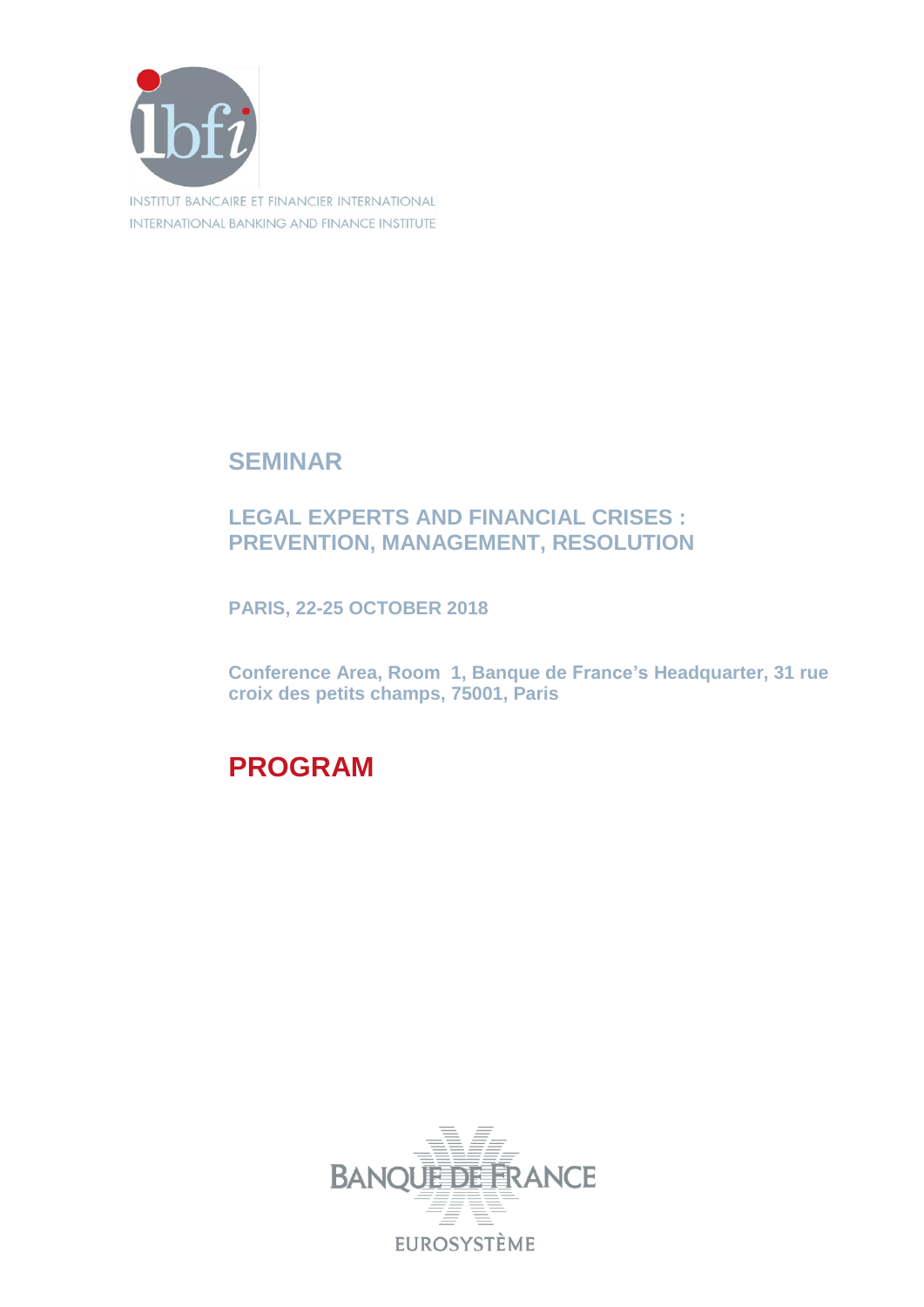INSTITUT BANCAIRE ET FINANCIER INTERNATIONAL
INTERNATIONAL BANKING AND FINANCE INSTITUTE

# SEMINAR

## LEGAL EXPERTS AND FINANCIAL CRISES : PREVENTION, MANAGEMENT, RESOLUTION

**PARIS, 22-25 OCTOBER 2018**

**Conference Area, Room 1, Banque de France's Headquarter, 31 rue croix des petits champs, 75001, Paris**

# PROGRAM

BANQUE DE FRANCE
EUROSYSTÈME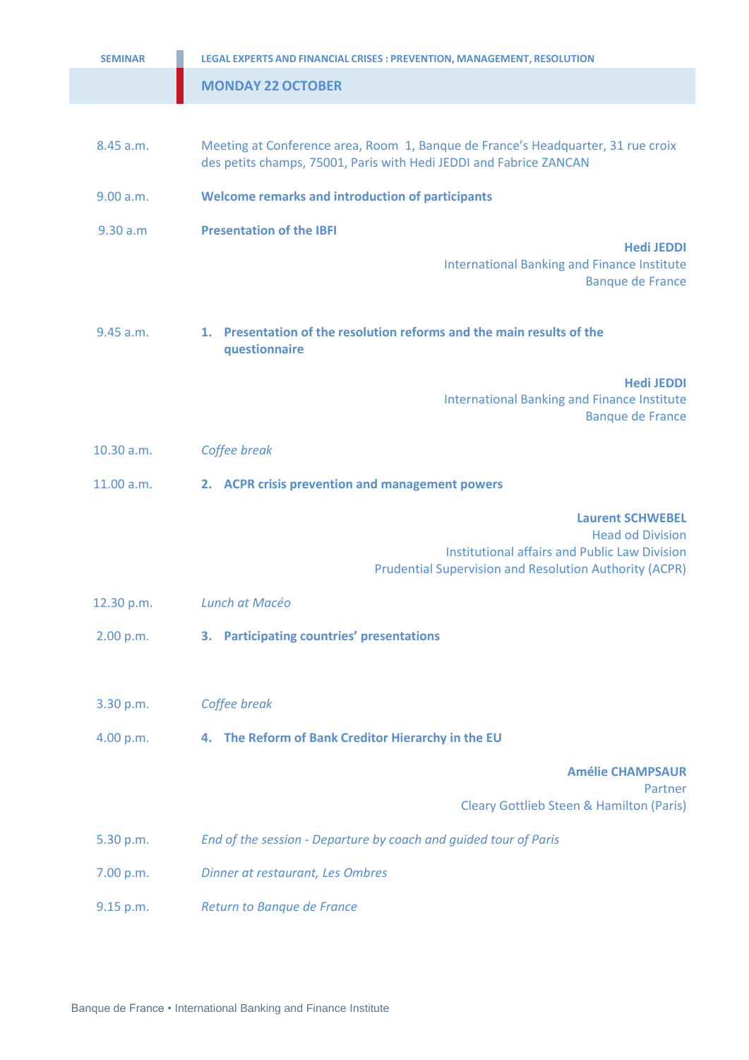**SEMINAR** | **LEGAL EXPERTS AND FINANCIAL CRISES : PREVENTION, MANAGEMENT, RESOLUTION**

## MONDAY 22 OCTOBER

8.45 a.m. — Meeting at Conference area, Room 1, Banque de France's Headquarter, 31 rue croix des petits champs, 75001, Paris with Hedi JEDDI and Fabrice ZANCAN

9.00 a.m. — **Welcome remarks and introduction of participants**

9.30 a.m — **Presentation of the IBFI**

**Hedi JEDDI**
International Banking and Finance Institute
Banque de France

9.45 a.m. — **1. Presentation of the resolution reforms and the main results of the questionnaire**

**Hedi JEDDI**
International Banking and Finance Institute
Banque de France

10.30 a.m. — *Coffee break*

11.00 a.m. — **2. ACPR crisis prevention and management powers**

**Laurent SCHWEBEL**
Head od Division
Institutional affairs and Public Law Division
Prudential Supervision and Resolution Authority (ACPR)

12.30 p.m. — *Lunch at Macéo*

2.00 p.m. — **3. Participating countries' presentations**

3.30 p.m. — *Coffee break*

4.00 p.m. — **4. The Reform of Bank Creditor Hierarchy in the EU**

**Amélie CHAMPSAUR**
Partner
Cleary Gottlieb Steen & Hamilton (Paris)

5.30 p.m. — *End of the session - Departure by coach and guided tour of Paris*

7.00 p.m. — *Dinner at restaurant, Les Ombres*

9.15 p.m. — *Return to Banque de France*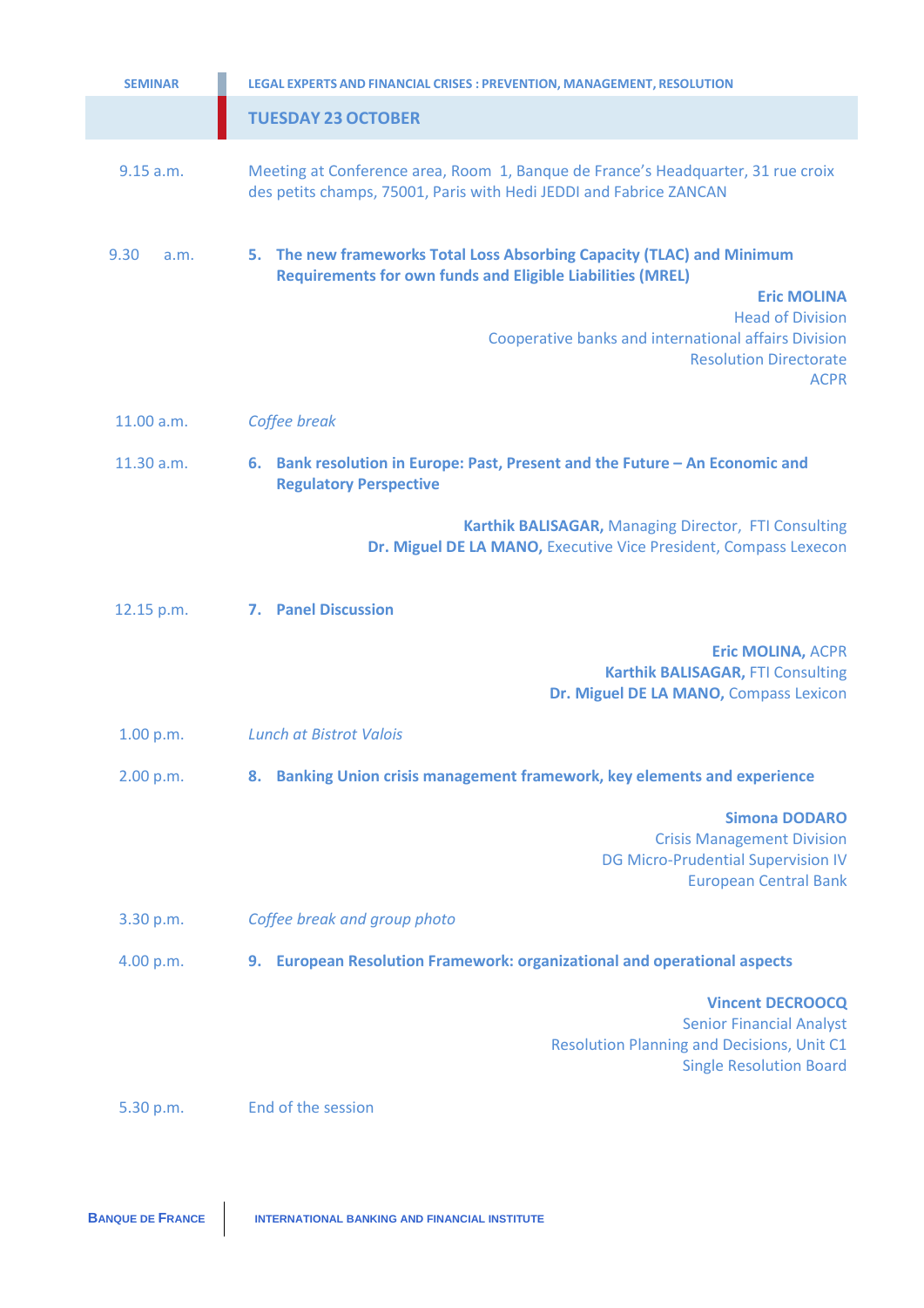| SEMINAR | LEGAL EXPERTS AND FINANCIAL CRISES : PREVENTION, MANAGEMENT, RESOLUTION |
|---|---|
| | **TUESDAY 23 OCTOBER** |
| 9.15 a.m. | Meeting at Conference area, Room 1, Banque de France's Headquarter, 31 rue croix des petits champs, 75001, Paris with Hedi JEDDI and Fabrice ZANCAN |
| 9.30 a.m. | **5. The new frameworks Total Loss Absorbing Capacity (TLAC) and Minimum Requirements for own funds and Eligible Liabilities (MREL)**<br>**Eric MOLINA**<br>Head of Division<br>Cooperative banks and international affairs Division<br>Resolution Directorate<br>ACPR |
| 11.00 a.m. | *Coffee break* |
| 11.30 a.m. | **6. Bank resolution in Europe: Past, Present and the Future – An Economic and Regulatory Perspective**<br>**Karthik BALISAGAR,** Managing Director, FTI Consulting<br>**Dr. Miguel DE LA MANO,** Executive Vice President, Compass Lexecon |
| 12.15 p.m. | **7. Panel Discussion**<br>**Eric MOLINA,** ACPR<br>**Karthik BALISAGAR,** FTI Consulting<br>**Dr. Miguel DE LA MANO,** Compass Lexicon |
| 1.00 p.m. | *Lunch at Bistrot Valois* |
| 2.00 p.m. | **8. Banking Union crisis management framework, key elements and experience**<br>**Simona DODARO**<br>Crisis Management Division<br>DG Micro-Prudential Supervision IV<br>European Central Bank |
| 3.30 p.m. | *Coffee break and group photo* |
| 4.00 p.m. | **9. European Resolution Framework: organizational and operational aspects**<br>**Vincent DECROOCQ**<br>Senior Financial Analyst<br>Resolution Planning and Decisions, Unit C1<br>Single Resolution Board |
| 5.30 p.m. | End of the session |

BANQUE DE FRANCE | INTERNATIONAL BANKING AND FINANCIAL INSTITUTE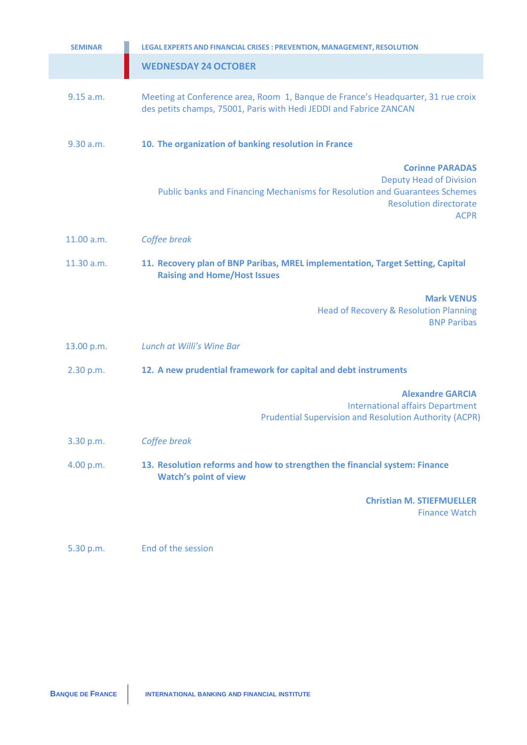SEMINAR — LEGAL EXPERTS AND FINANCIAL CRISES : PREVENTION, MANAGEMENT, RESOLUTION

## WEDNESDAY 24 OCTOBER

9.15 a.m. Meeting at Conference area, Room 1, Banque de France's Headquarter, 31 rue croix des petits champs, 75001, Paris with Hedi JEDDI and Fabrice ZANCAN

9.30 a.m. **10. The organization of banking resolution in France**

**Corinne PARADAS**
Deputy Head of Division
Public banks and Financing Mechanisms for Resolution and Guarantees Schemes
Resolution directorate
ACPR

11.00 a.m. *Coffee break*

11.30 a.m. **11. Recovery plan of BNP Paribas, MREL implementation, Target Setting, Capital Raising and Home/Host Issues**

**Mark VENUS**
Head of Recovery & Resolution Planning
BNP Paribas

13.00 p.m. *Lunch at Willi's Wine Bar*

2.30 p.m. **12. A new prudential framework for capital and debt instruments**

**Alexandre GARCIA**
International affairs Department
Prudential Supervision and Resolution Authority (ACPR)

3.30 p.m. *Coffee break*

4.00 p.m. **13. Resolution reforms and how to strengthen the financial system: Finance Watch's point of view**

**Christian M. STIEFMUELLER**
Finance Watch

5.30 p.m. End of the session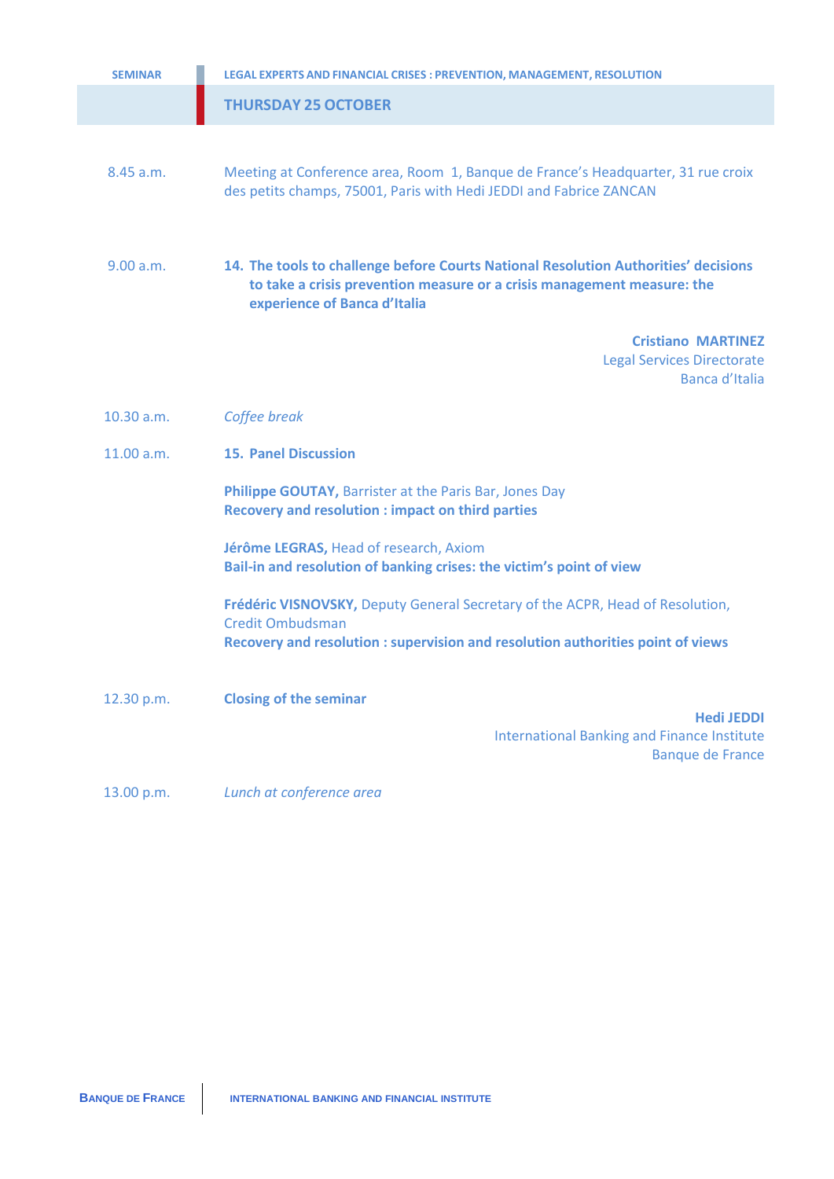SEMINAR — LEGAL EXPERTS AND FINANCIAL CRISES : PREVENTION, MANAGEMENT, RESOLUTION

## THURSDAY 25 OCTOBER

| | |
|---|---|
| 8.45 a.m. | Meeting at Conference area, Room 1, Banque de France's Headquarter, 31 rue croix des petits champs, 75001, Paris with Hedi JEDDI and Fabrice ZANCAN |
| 9.00 a.m. | **14. The tools to challenge before Courts National Resolution Authorities' decisions to take a crisis prevention measure or a crisis management measure: the experience of Banca d'Italia**<br><br>**Cristiano MARTINEZ**<br>Legal Services Directorate<br>Banca d'Italia |
| 10.30 a.m. | *Coffee break* |
| 11.00 a.m. | **15. Panel Discussion**<br><br>**Philippe GOUTAY,** Barrister at the Paris Bar, Jones Day<br>**Recovery and resolution : impact on third parties**<br><br>**Jérôme LEGRAS,** Head of research, Axiom<br>**Bail-in and resolution of banking crises: the victim's point of view**<br><br>**Frédéric VISNOVSKY,** Deputy General Secretary of the ACPR, Head of Resolution, Credit Ombudsman<br>**Recovery and resolution : supervision and resolution authorities point of views** |
| 12.30 p.m. | **Closing of the seminar**<br><br>**Hedi JEDDI**<br>International Banking and Finance Institute<br>Banque de France |
| 13.00 p.m. | *Lunch at conference area* |